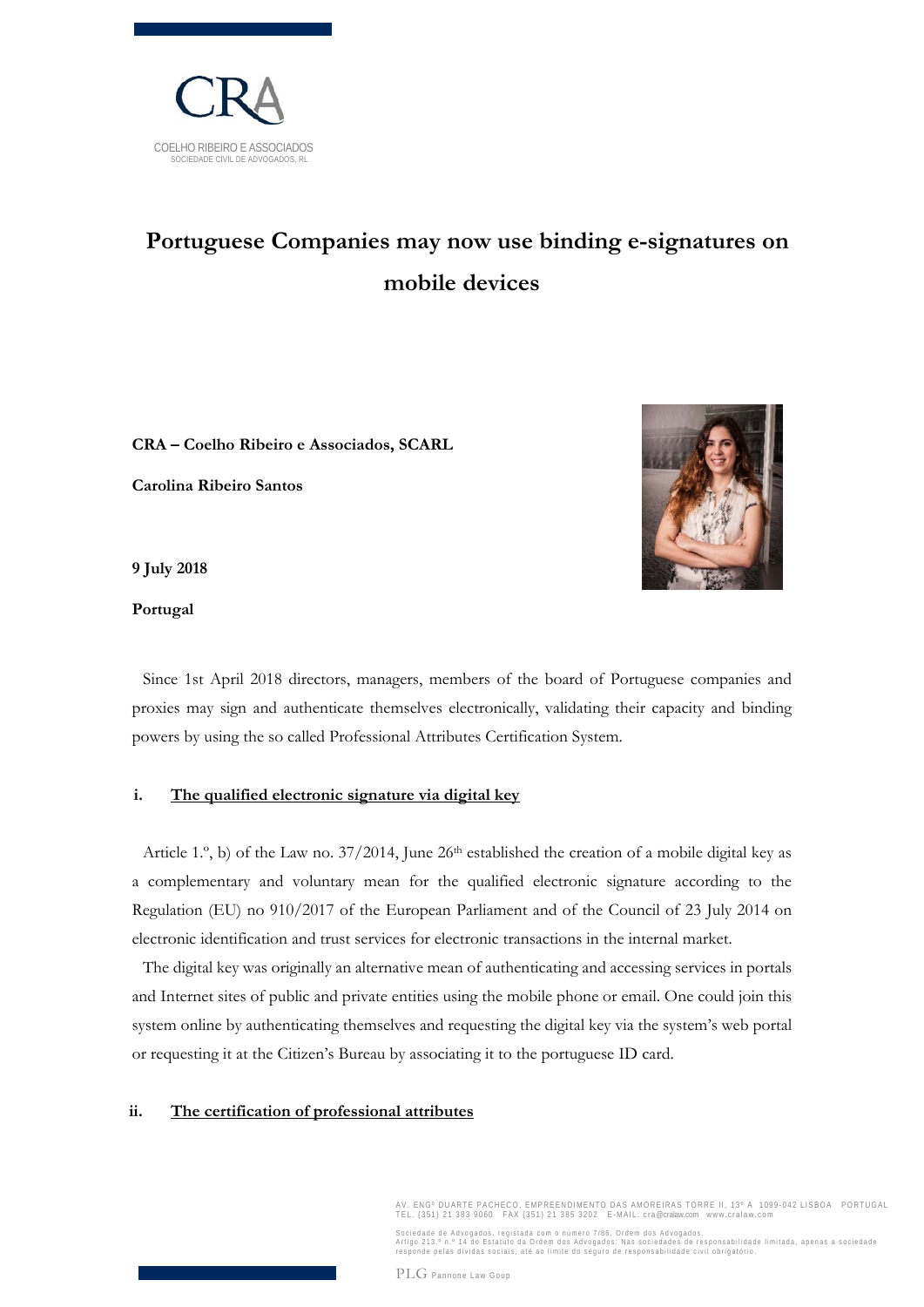# Portuguese Companies may now use binding e-signatures on mobile devices

**CRA – Coelho Ribeiro e Associados, SCARL**

**Carolina Ribeiro Santos**

**9 July 2018**

**Portugal**

Since 1st April 2018 directors, managers, members of the board of Portuguese companies and proxies may sign and authenticate themselves electronically, validating their capacity and binding powers by using the so called Professional Attributes Certification System.

## i. The qualified electronic signature via digital key

Article 1.º, b) of the Law no. 37/2014, June 26th established the creation of a mobile digital key as a complementary and voluntary mean for the qualified electronic signature according to the Regulation (EU) no 910/2017 of the European Parliament and of the Council of 23 July 2014 on electronic identification and trust services for electronic transactions in the internal market.

The digital key was originally an alternative mean of authenticating and accessing services in portals and Internet sites of public and private entities using the mobile phone or email. One could join this system online by authenticating themselves and requesting the digital key via the system's web portal or requesting it at the Citizen's Bureau by associating it to the portuguese ID card.

## ii. The certification of professional attributes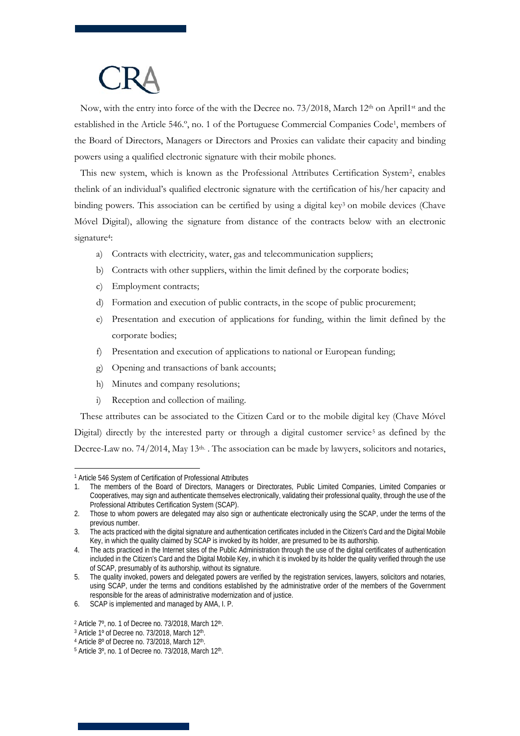Now, with the entry into force of the with the Decree no. 73/2018, March 12th on April1st and the established in the Article 546.º, no. 1 of the Portuguese Commercial Companies Code[1], members of the Board of Directors, Managers or Directors and Proxies can validate their capacity and binding powers using a qualified electronic signature with their mobile phones.

This new system, which is known as the Professional Attributes Certification System[2], enables thelink of an individual's qualified electronic signature with the certification of his/her capacity and binding powers. This association can be certified by using a digital key[3] on mobile devices (Chave Móvel Digital), allowing the signature from distance of the contracts below with an electronic signature[4]:

a) Contracts with electricity, water, gas and telecommunication suppliers;
b) Contracts with other suppliers, within the limit defined by the corporate bodies;
c) Employment contracts;
d) Formation and execution of public contracts, in the scope of public procurement;
e) Presentation and execution of applications for funding, within the limit defined by the corporate bodies;
f) Presentation and execution of applications to national or European funding;
g) Opening and transactions of bank accounts;
h) Minutes and company resolutions;
i) Reception and collection of mailing.

These attributes can be associated to the Citizen Card or to the mobile digital key (Chave Móvel Digital) directly by the interested party or through a digital customer service[5] as defined by the Decree-Law no. 74/2014, May 13th. . The association can be made by lawyers, solicitors and notaries,

---

[1] Article 546 System of Certification of Professional Attributes

1. The members of the Board of Directors, Managers or Directorates, Public Limited Companies, Limited Companies or Cooperatives, may sign and authenticate themselves electronically, validating their professional quality, through the use of the Professional Attributes Certification System (SCAP).
2. Those to whom powers are delegated may also sign or authenticate electronically using the SCAP, under the terms of the previous number.
3. The acts practiced with the digital signature and authentication certificates included in the Citizen's Card and the Digital Mobile Key, in which the quality claimed by SCAP is invoked by its holder, are presumed to be its authorship.
4. The acts practiced in the Internet sites of the Public Administration through the use of the digital certificates of authentication included in the Citizen's Card and the Digital Mobile Key, in which it is invoked by its holder the quality verified through the use of SCAP, presumably of its authorship, without its signature.
5. The quality invoked, powers and delegated powers are verified by the registration services, lawyers, solicitors and notaries, using SCAP, under the terms and conditions established by the administrative order of the members of the Government responsible for the areas of administrative modernization and of justice.
6. SCAP is implemented and managed by AMA, I. P.

[2] Article 7º, no. 1 of Decree no. 73/2018, March 12th.

[3] Article 1º of Decree no. 73/2018, March 12th.

[4] Article 8º of Decree no. 73/2018, March 12th.

[5] Article 3º, no. 1 of Decree no. 73/2018, March 12th.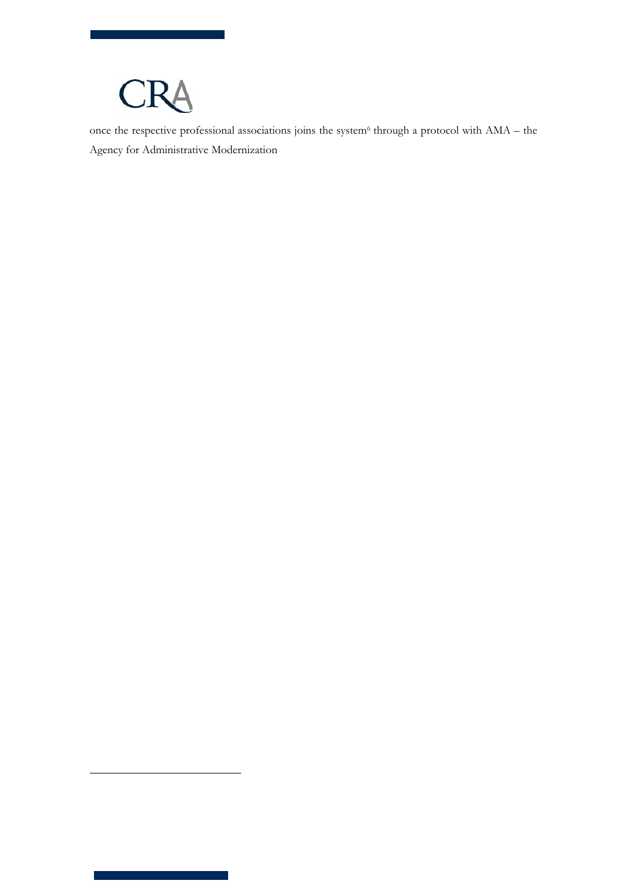once the respective professional associations joins the system[6] through a protocol with AMA – the Agency for Administrative Modernization